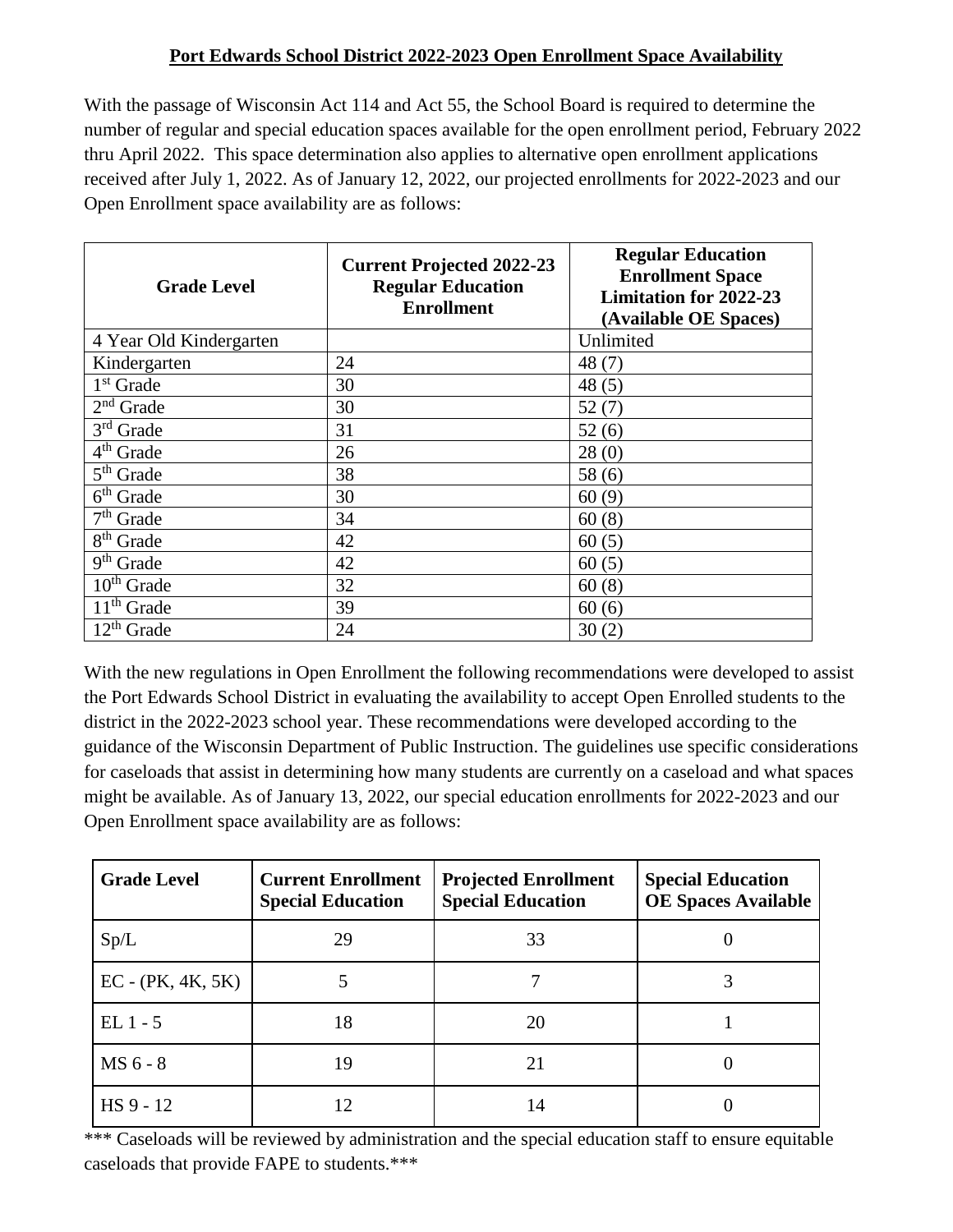**Port Edwards School District 2022-2023 Open Enrollment Space Availability**

With the passage of Wisconsin Act 114 and Act 55, the School Board is required to determine the number of regular and special education spaces available for the open enrollment period, February 2022 thru April 2022. This space determination also applies to alternative open enrollment applications received after July 1, 2022. As of January 12, 2022, our projected enrollments for 2022-2023 and our Open Enrollment space availability are as follows:

| Grade Level | Current Projected 2022-23 Regular Education Enrollment | Regular Education Enrollment Space Limitation for 2022-23 (Available OE Spaces) |
|---|---|---|
| 4 Year Old Kindergarten | | Unlimited |
| Kindergarten | 24 | 48 (7) |
| 1st Grade | 30 | 48 (5) |
| 2nd Grade | 30 | 52 (7) |
| 3rd Grade | 31 | 52 (6) |
| 4th Grade | 26 | 28 (0) |
| 5th Grade | 38 | 58 (6) |
| 6th Grade | 30 | 60 (9) |
| 7th Grade | 34 | 60 (8) |
| 8th Grade | 42 | 60 (5) |
| 9th Grade | 42 | 60 (5) |
| 10th Grade | 32 | 60 (8) |
| 11th Grade | 39 | 60 (6) |
| 12th Grade | 24 | 30 (2) |

With the new regulations in Open Enrollment the following recommendations were developed to assist the Port Edwards School District in evaluating the availability to accept Open Enrolled students to the district in the 2022-2023 school year. These recommendations were developed according to the guidance of the Wisconsin Department of Public Instruction. The guidelines use specific considerations for caseloads that assist in determining how many students are currently on a caseload and what spaces might be available. As of January 13, 2022, our special education enrollments for 2022-2023 and our Open Enrollment space availability are as follows:

| Grade Level | Current Enrollment Special Education | Projected Enrollment Special Education | Special Education OE Spaces Available |
|---|---|---|---|
| Sp/L | 29 | 33 | 0 |
| EC - (PK, 4K, 5K) | 5 | 7 | 3 |
| EL 1 - 5 | 18 | 20 | 1 |
| MS 6 - 8 | 19 | 21 | 0 |
| HS 9 - 12 | 12 | 14 | 0 |

*** Caseloads will be reviewed by administration and the special education staff to ensure equitable caseloads that provide FAPE to students.***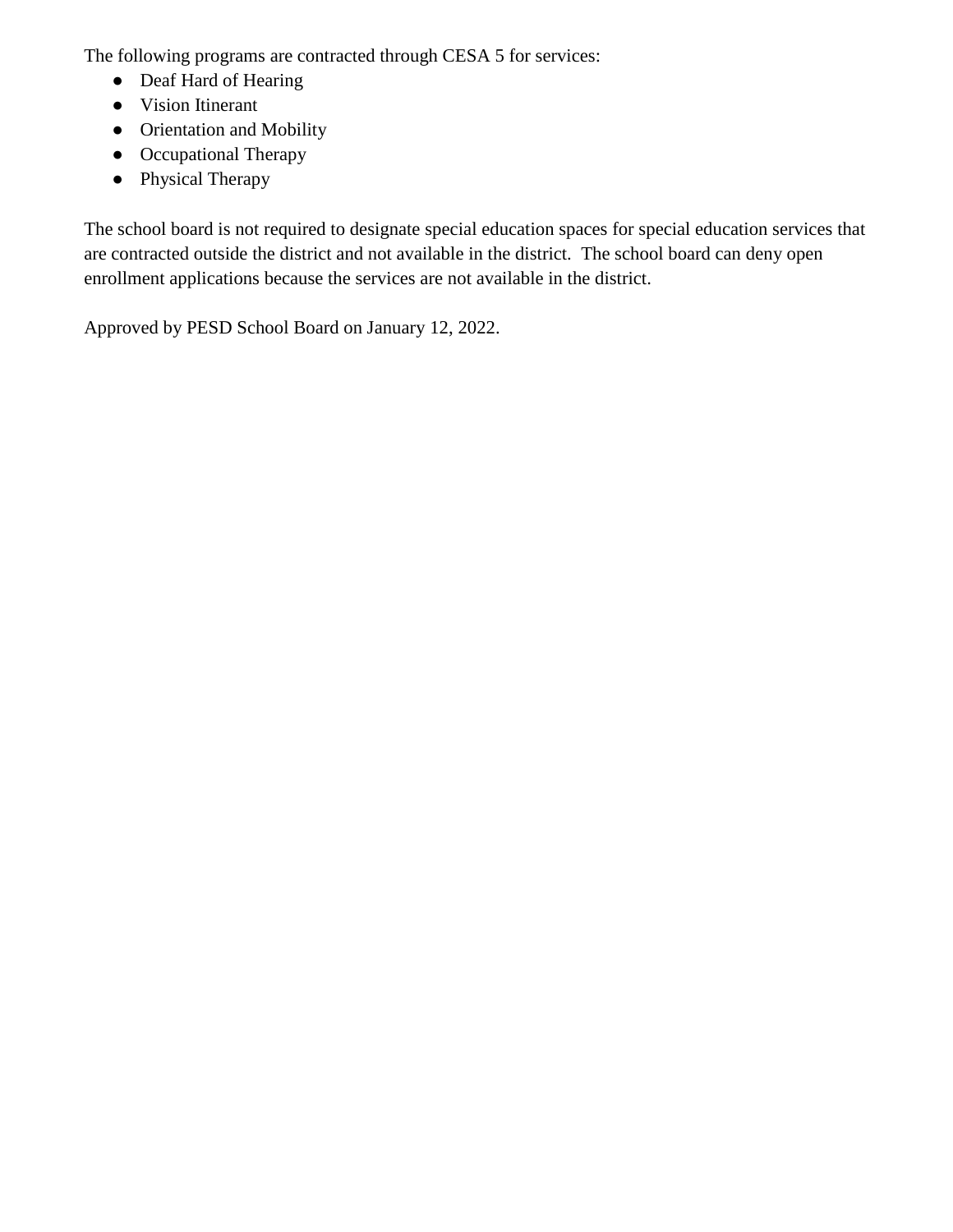The following programs are contracted through CESA 5 for services:

- Deaf Hard of Hearing
- Vision Itinerant
- Orientation and Mobility
- Occupational Therapy
- Physical Therapy

The school board is not required to designate special education spaces for special education services that are contracted outside the district and not available in the district. The school board can deny open enrollment applications because the services are not available in the district.

Approved by PESD School Board on January 12, 2022.